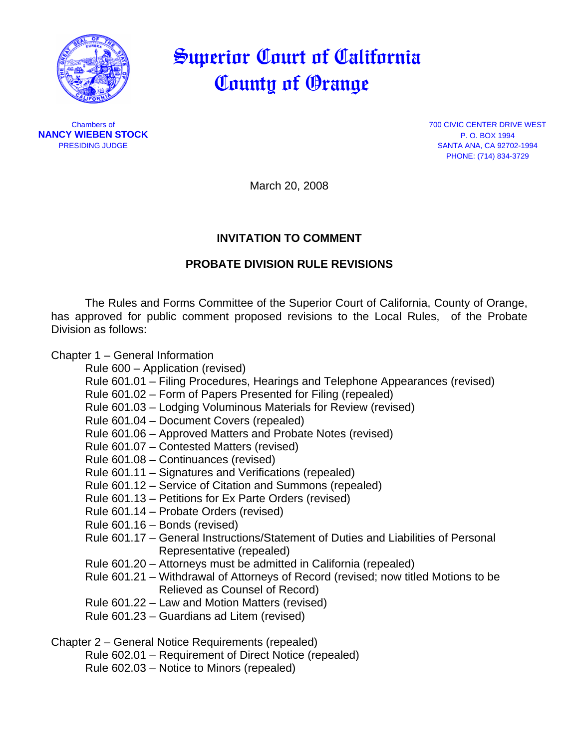# Superior Court of California County of Orange

Chambers of
**NANCY WIEBEN STOCK**
PRESIDING JUDGE

700 CIVIC CENTER DRIVE WEST
P. O. BOX 1994
SANTA ANA, CA 92702-1994
PHONE: (714) 834-3729

March 20, 2008

## INVITATION TO COMMENT

## PROBATE DIVISION RULE REVISIONS

The Rules and Forms Committee of the Superior Court of California, County of Orange, has approved for public comment proposed revisions to the Local Rules, of the Probate Division as follows:

Chapter 1 – General Information
- Rule 600 – Application (revised)
- Rule 601.01 – Filing Procedures, Hearings and Telephone Appearances (revised)
- Rule 601.02 – Form of Papers Presented for Filing (repealed)
- Rule 601.03 – Lodging Voluminous Materials for Review (revised)
- Rule 601.04 – Document Covers (repealed)
- Rule 601.06 – Approved Matters and Probate Notes (revised)
- Rule 601.07 – Contested Matters (revised)
- Rule 601.08 – Continuances (revised)
- Rule 601.11 – Signatures and Verifications (repealed)
- Rule 601.12 – Service of Citation and Summons (repealed)
- Rule 601.13 – Petitions for Ex Parte Orders (revised)
- Rule 601.14 – Probate Orders (revised)
- Rule 601.16 – Bonds (revised)
- Rule 601.17 – General Instructions/Statement of Duties and Liabilities of Personal Representative (repealed)
- Rule 601.20 – Attorneys must be admitted in California (repealed)
- Rule 601.21 – Withdrawal of Attorneys of Record (revised; now titled Motions to be Relieved as Counsel of Record)
- Rule 601.22 – Law and Motion Matters (revised)
- Rule 601.23 – Guardians ad Litem (revised)

Chapter 2 – General Notice Requirements (repealed)
- Rule 602.01 – Requirement of Direct Notice (repealed)
- Rule 602.03 – Notice to Minors (repealed)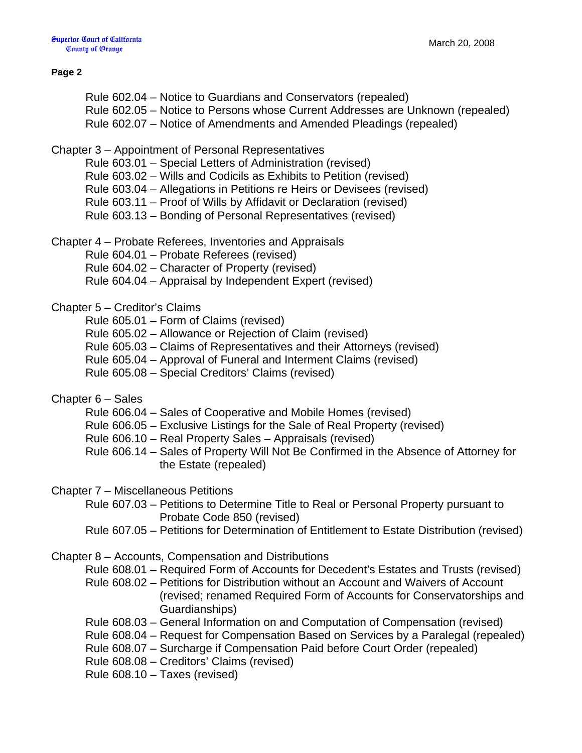Rule 602.04 – Notice to Guardians and Conservators (repealed)
Rule 602.05 – Notice to Persons whose Current Addresses are Unknown (repealed)
Rule 602.07 – Notice of Amendments and Amended Pleadings (repealed)

Chapter 3 – Appointment of Personal Representatives

- Rule 603.01 – Special Letters of Administration (revised)
- Rule 603.02 – Wills and Codicils as Exhibits to Petition (revised)
- Rule 603.04 – Allegations in Petitions re Heirs or Devisees (revised)
- Rule 603.11 – Proof of Wills by Affidavit or Declaration (revised)
- Rule 603.13 – Bonding of Personal Representatives (revised)

Chapter 4 – Probate Referees, Inventories and Appraisals

- Rule 604.01 – Probate Referees (revised)
- Rule 604.02 – Character of Property (revised)
- Rule 604.04 – Appraisal by Independent Expert (revised)

Chapter 5 – Creditor's Claims

- Rule 605.01 – Form of Claims (revised)
- Rule 605.02 – Allowance or Rejection of Claim (revised)
- Rule 605.03 – Claims of Representatives and their Attorneys (revised)
- Rule 605.04 – Approval of Funeral and Interment Claims (revised)
- Rule 605.08 – Special Creditors' Claims (revised)

Chapter 6 – Sales

- Rule 606.04 – Sales of Cooperative and Mobile Homes (revised)
- Rule 606.05 – Exclusive Listings for the Sale of Real Property (revised)
- Rule 606.10 – Real Property Sales – Appraisals (revised)
- Rule 606.14 – Sales of Property Will Not Be Confirmed in the Absence of Attorney for the Estate (repealed)

Chapter 7 – Miscellaneous Petitions

- Rule 607.03 – Petitions to Determine Title to Real or Personal Property pursuant to Probate Code 850 (revised)
- Rule 607.05 – Petitions for Determination of Entitlement to Estate Distribution (revised)

Chapter 8 – Accounts, Compensation and Distributions

- Rule 608.01 – Required Form of Accounts for Decedent's Estates and Trusts (revised)
- Rule 608.02 – Petitions for Distribution without an Account and Waivers of Account (revised; renamed Required Form of Accounts for Conservatorships and Guardianships)
- Rule 608.03 – General Information on and Computation of Compensation (revised)
- Rule 608.04 – Request for Compensation Based on Services by a Paralegal (repealed)
- Rule 608.07 – Surcharge if Compensation Paid before Court Order (repealed)
- Rule 608.08 – Creditors' Claims (revised)
- Rule 608.10 – Taxes (revised)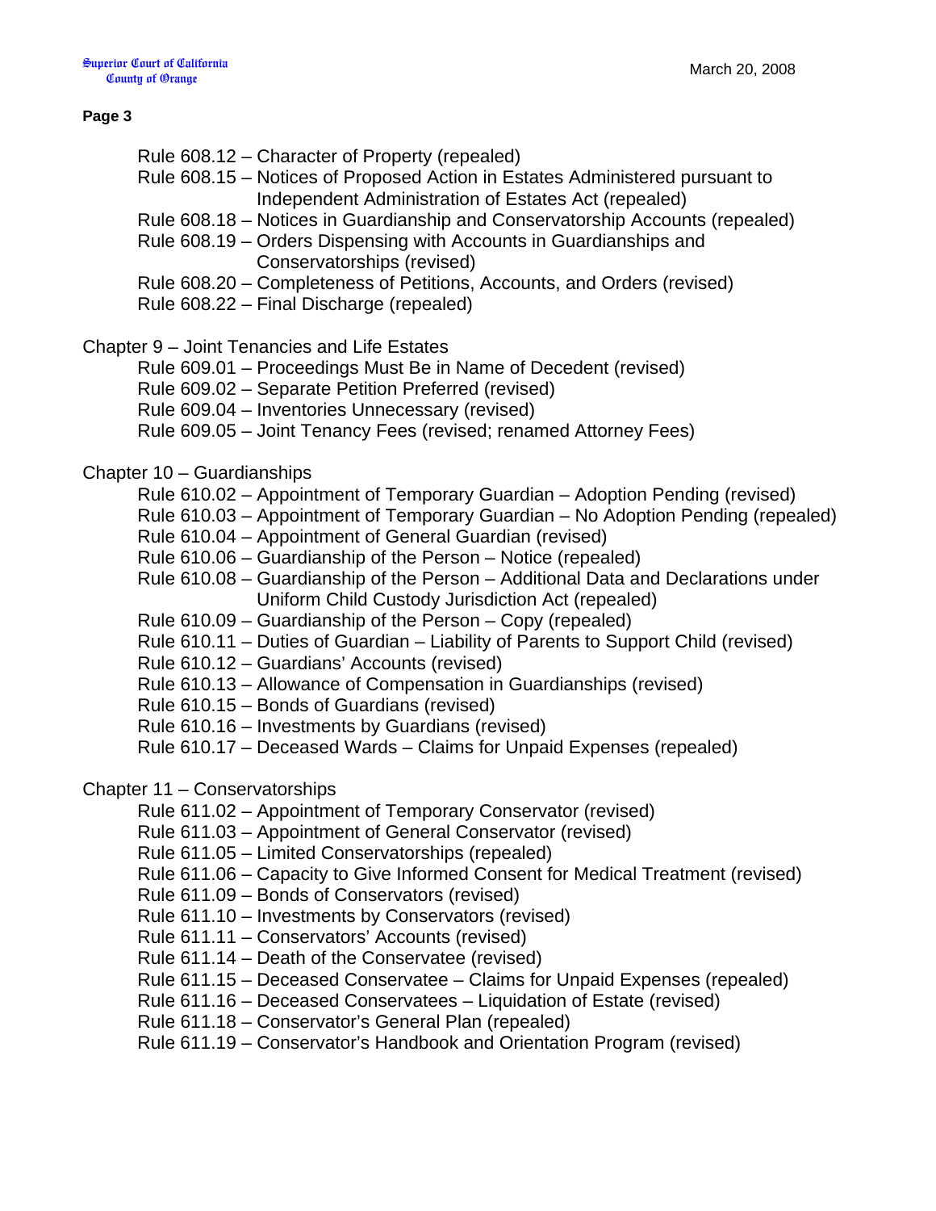Rule 608.12 – Character of Property (repealed)
Rule 608.15 – Notices of Proposed Action in Estates Administered pursuant to Independent Administration of Estates Act (repealed)
Rule 608.18 – Notices in Guardianship and Conservatorship Accounts (repealed)
Rule 608.19 – Orders Dispensing with Accounts in Guardianships and Conservatorships (revised)
Rule 608.20 – Completeness of Petitions, Accounts, and Orders (revised)
Rule 608.22 – Final Discharge (repealed)

Chapter 9 – Joint Tenancies and Life Estates

Rule 609.01 – Proceedings Must Be in Name of Decedent (revised)
Rule 609.02 – Separate Petition Preferred (revised)
Rule 609.04 – Inventories Unnecessary (revised)
Rule 609.05 – Joint Tenancy Fees (revised; renamed Attorney Fees)

Chapter 10 – Guardianships

Rule 610.02 – Appointment of Temporary Guardian – Adoption Pending (revised)
Rule 610.03 – Appointment of Temporary Guardian – No Adoption Pending (repealed)
Rule 610.04 – Appointment of General Guardian (revised)
Rule 610.06 – Guardianship of the Person – Notice (repealed)
Rule 610.08 – Guardianship of the Person – Additional Data and Declarations under Uniform Child Custody Jurisdiction Act (repealed)
Rule 610.09 – Guardianship of the Person – Copy (repealed)
Rule 610.11 – Duties of Guardian – Liability of Parents to Support Child (revised)
Rule 610.12 – Guardians' Accounts (revised)
Rule 610.13 – Allowance of Compensation in Guardianships (revised)
Rule 610.15 – Bonds of Guardians (revised)
Rule 610.16 – Investments by Guardians (revised)
Rule 610.17 – Deceased Wards – Claims for Unpaid Expenses (repealed)

Chapter 11 – Conservatorships

Rule 611.02 – Appointment of Temporary Conservator (revised)
Rule 611.03 – Appointment of General Conservator (revised)
Rule 611.05 – Limited Conservatorships (repealed)
Rule 611.06 – Capacity to Give Informed Consent for Medical Treatment (revised)
Rule 611.09 – Bonds of Conservators (revised)
Rule 611.10 – Investments by Conservators (revised)
Rule 611.11 – Conservators' Accounts (revised)
Rule 611.14 – Death of the Conservatee (revised)
Rule 611.15 – Deceased Conservatee – Claims for Unpaid Expenses (repealed)
Rule 611.16 – Deceased Conservatees – Liquidation of Estate (revised)
Rule 611.18 – Conservator's General Plan (repealed)
Rule 611.19 – Conservator's Handbook and Orientation Program (revised)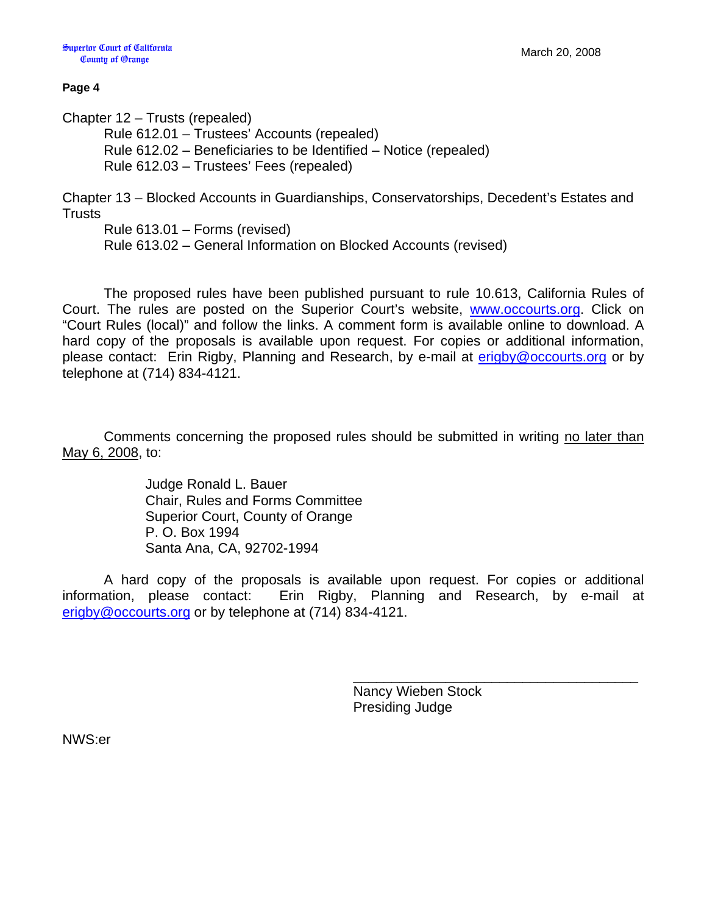Chapter 12 – Trusts (repealed)

Rule 612.01 – Trustees' Accounts (repealed)
Rule 612.02 – Beneficiaries to be Identified – Notice (repealed)
Rule 612.03 – Trustees' Fees (repealed)

Chapter 13 – Blocked Accounts in Guardianships, Conservatorships, Decedent's Estates and Trusts

Rule 613.01 – Forms (revised)
Rule 613.02 – General Information on Blocked Accounts (revised)

The proposed rules have been published pursuant to rule 10.613, California Rules of Court. The rules are posted on the Superior Court's website, www.occourts.org. Click on "Court Rules (local)" and follow the links. A comment form is available online to download. A hard copy of the proposals is available upon request. For copies or additional information, please contact: Erin Rigby, Planning and Research, by e-mail at erigby@occourts.org or by telephone at (714) 834-4121.

Comments concerning the proposed rules should be submitted in writing no later than May 6, 2008, to:

Judge Ronald L. Bauer
Chair, Rules and Forms Committee
Superior Court, County of Orange
P. O. Box 1994
Santa Ana, CA, 92702-1994

A hard copy of the proposals is available upon request. For copies or additional information, please contact: Erin Rigby, Planning and Research, by e-mail at erigby@occourts.org or by telephone at (714) 834-4121.

\_\_\_\_\_\_\_\_\_\_\_\_\_\_\_\_\_\_\_\_\_\_\_\_\_\_\_\_\_\_\_\_\_\_\_\_\_\_
Nancy Wieben Stock
Presiding Judge

NWS:er